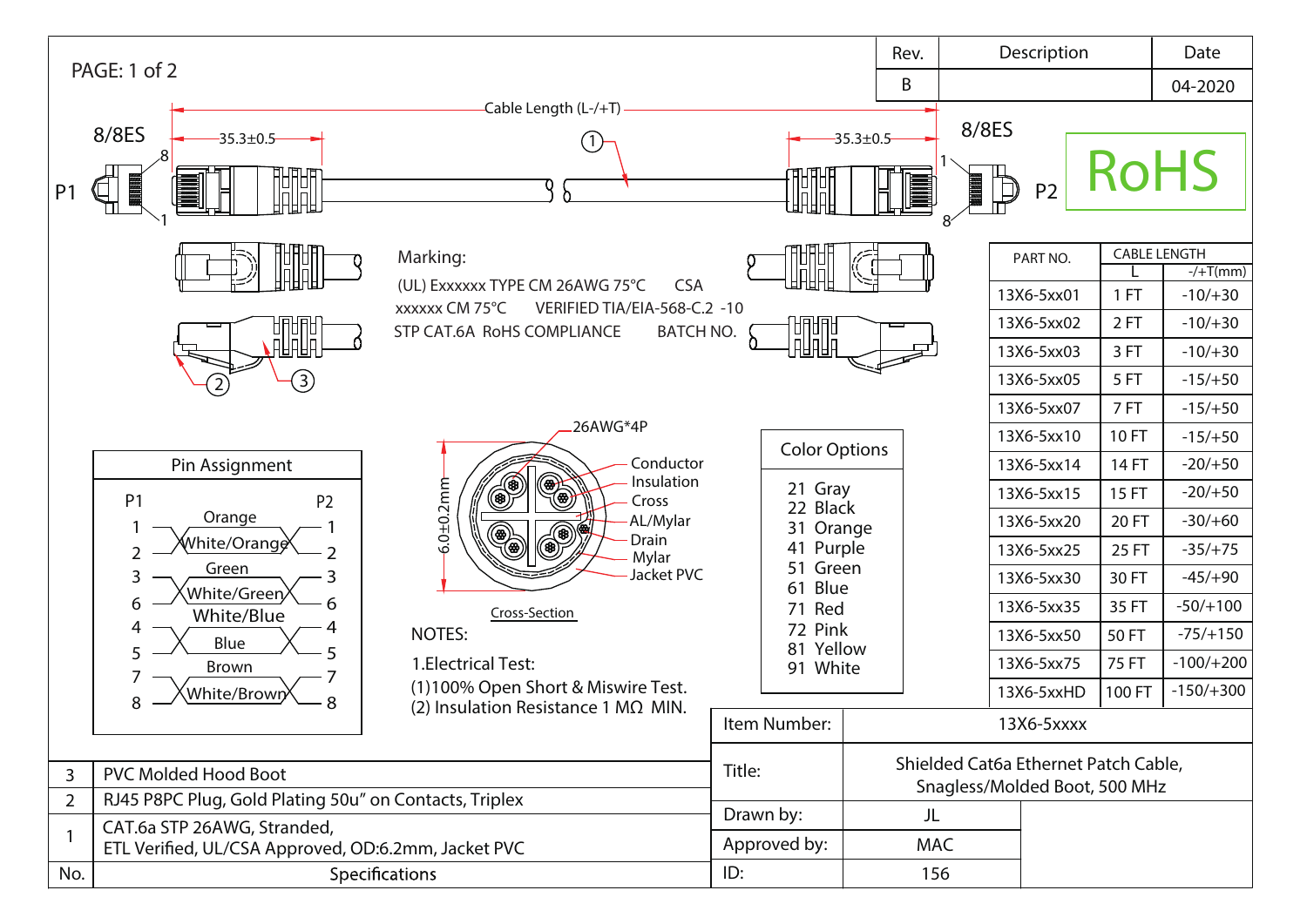| Rev. | Description | Date |
|---|---|---|
| B | | 04-2020 |

RoHS

8/8ES — P1 — 35.3±0.5 — Cable Length (L-/+T) — 35.3±0.5 — 8/8ES — P2

**Marking:**

(UL) Exxxxxx TYPE CM 26AWG 75°C CSA xxxxxx CM 75°C VERIFIED TIA/EIA-568-C.2 -10 STP CAT.6A RoHS COMPLIANCE BATCH NO.

| PART NO. | CABLE LENGTH L | -/+T(mm) |
|---|---|---|
| 13X6-5xx01 | 1 FT | -10/+30 |
| 13X6-5xx02 | 2 FT | -10/+30 |
| 13X6-5xx03 | 3 FT | -10/+30 |
| 13X6-5xx05 | 5 FT | -15/+50 |
| 13X6-5xx07 | 7 FT | -15/+50 |
| 13X6-5xx10 | 10 FT | -15/+50 |
| 13X6-5xx14 | 14 FT | -20/+50 |
| 13X6-5xx15 | 15 FT | -20/+50 |
| 13X6-5xx20 | 20 FT | -30/+60 |
| 13X6-5xx25 | 25 FT | -35/+75 |
| 13X6-5xx30 | 30 FT | -45/+90 |
| 13X6-5xx35 | 35 FT | -50/+100 |
| 13X6-5xx50 | 50 FT | -75/+150 |
| 13X6-5xx75 | 75 FT | -100/+200 |
| 13X6-5xxHD | 100 FT | -150/+300 |

**Pin Assignment**

| P1 | Color | P2 |
|---|---|---|
| 1 | Orange | 1 |
| 2 | White/Orange | 2 |
| 3 | Green | 3 |
| 6 | White/Green | 6 |
| 4 | White/Blue | 4 |
| 5 | Blue | 5 |
| 7 | Brown | 7 |
| 8 | White/Brown | 8 |

**Cross-Section**

26AWG*4P — 6.0±0.2mm

- Conductor
- Insulation
- Cross
- AL/Mylar
- Drain
- Mylar
- Jacket PVC

**Color Options**

- 21 Gray
- 22 Black
- 31 Orange
- 41 Purple
- 51 Green
- 61 Blue
- 71 Red
- 72 Pink
- 81 Yellow
- 91 White

**NOTES:**

1.Electrical Test:
(1)100% Open Short & Miswire Test.
(2) Insulation Resistance 1 MΩ MIN.

| No. | Specifications |
|---|---|
| 3 | PVC Molded Hood Boot |
| 2 | RJ45 P8PC Plug, Gold Plating 50u" on Contacts, Triplex |
| 1 | CAT.6a STP 26AWG, Stranded, ETL Verified, UL/CSA Approved, OD:6.2mm, Jacket PVC |

| | |
|---|---|
| Item Number: | 13X6-5xxxx |
| Title: | Shielded Cat6a Ethernet Patch Cable, Snagless/Molded Boot, 500 MHz |
| Drawn by: | JL |
| Approved by: | MAC |
| ID: | 156 |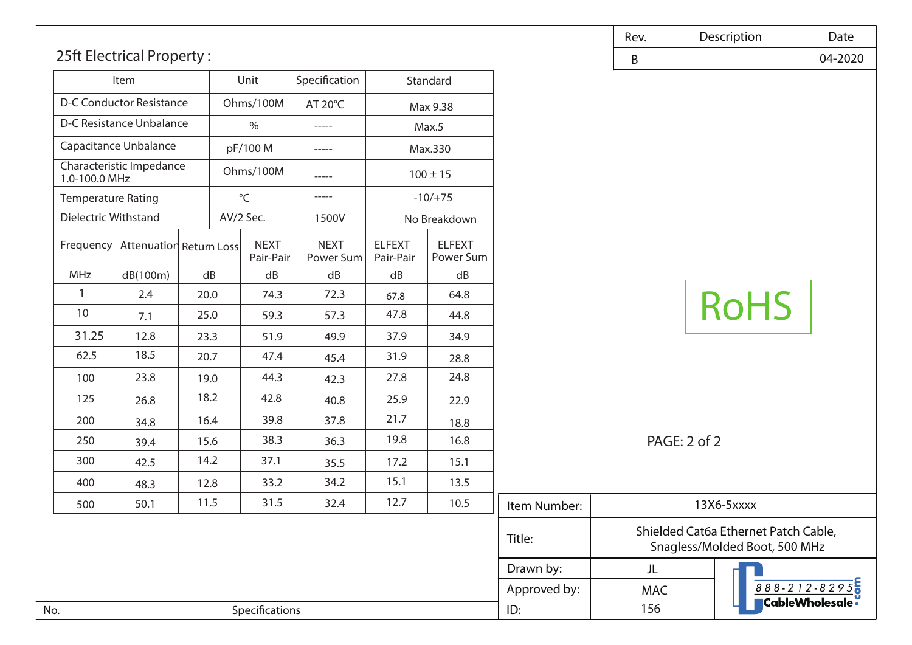| Rev. | Description | Date |
|---|---|---|
| B | | 04-2020 |

## 25ft Electrical Property :

| Item | Unit | Specification | Standard |
|---|---|---|---|
| D-C Conductor Resistance | Ohms/100M | AT 20°C | Max 9.38 |
| D-C Resistance Unbalance | % | ----- | Max.5 |
| Capacitance Unbalance | pF/100 M | ----- | Max.330 |
| Characteristic Impedance 1.0-100.0 MHz | Ohms/100M | ----- | 100 ± 15 |
| Temperature Rating | °C | ----- | -10/+75 |
| Dielectric Withstand | AV/2 Sec. | 1500V | No Breakdown |

| Frequency | Attenuation | Return Loss | NEXT Pair-Pair | NEXT Power Sum | ELFEXT Pair-Pair | ELFEXT Power Sum |
|---|---|---|---|---|---|---|
| MHz | dB(100m) | dB | dB | dB | dB | dB |
| 1 | 2.4 | 20.0 | 74.3 | 72.3 | 67.8 | 64.8 |
| 10 | 7.1 | 25.0 | 59.3 | 57.3 | 47.8 | 44.8 |
| 31.25 | 12.8 | 23.3 | 51.9 | 49.9 | 37.9 | 34.9 |
| 62.5 | 18.5 | 20.7 | 47.4 | 45.4 | 31.9 | 28.8 |
| 100 | 23.8 | 19.0 | 44.3 | 42.3 | 27.8 | 24.8 |
| 125 | 26.8 | 18.2 | 42.8 | 40.8 | 25.9 | 22.9 |
| 200 | 34.8 | 16.4 | 39.8 | 37.8 | 21.7 | 18.8 |
| 250 | 39.4 | 15.6 | 38.3 | 36.3 | 19.8 | 16.8 |
| 300 | 42.5 | 14.2 | 37.1 | 35.5 | 17.2 | 15.1 |
| 400 | 48.3 | 12.8 | 33.2 | 34.2 | 15.1 | 13.5 |
| 500 | 50.1 | 11.5 | 31.5 | 32.4 | 12.7 | 10.5 |

RoHS

| | |
|---|---|
| Item Number: | 13X6-5xxxx |
| Title: | Shielded Cat6a Ethernet Patch Cable, Snagless/Molded Boot, 500 MHz |
| Drawn by: | JL |
| Approved by: | MAC |
| ID: | 156 |

888-212-8295 CableWholesale.com

| No. | Specifications |
|---|---|